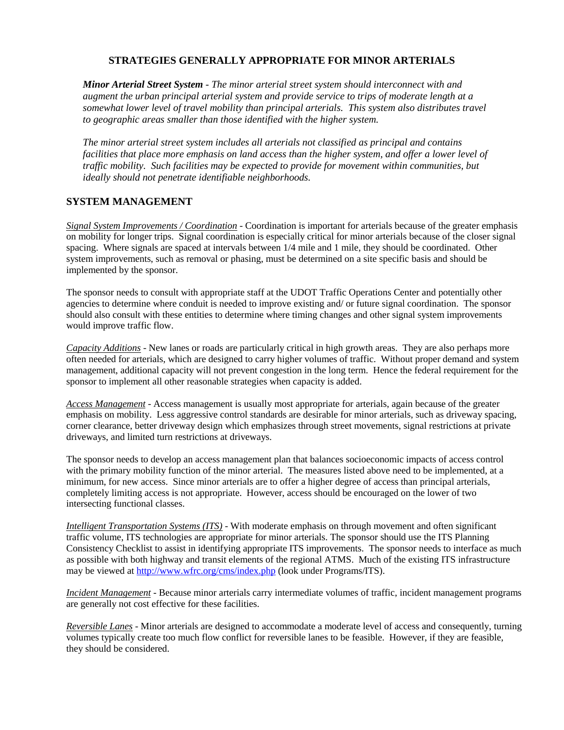## STRATEGIES GENERALLY APPROPRIATE FOR MINOR ARTERIALS

***Minor Arterial Street System*** *- The minor arterial street system should interconnect with and augment the urban principal arterial system and provide service to trips of moderate length at a somewhat lower level of travel mobility than principal arterials. This system also distributes travel to geographic areas smaller than those identified with the higher system.*

*The minor arterial street system includes all arterials not classified as principal and contains facilities that place more emphasis on land access than the higher system, and offer a lower level of traffic mobility. Such facilities may be expected to provide for movement within communities, but ideally should not penetrate identifiable neighborhoods.*

## SYSTEM MANAGEMENT

*Signal System Improvements / Coordination* - Coordination is important for arterials because of the greater emphasis on mobility for longer trips. Signal coordination is especially critical for minor arterials because of the closer signal spacing. Where signals are spaced at intervals between 1/4 mile and 1 mile, they should be coordinated. Other system improvements, such as removal or phasing, must be determined on a site specific basis and should be implemented by the sponsor.

The sponsor needs to consult with appropriate staff at the UDOT Traffic Operations Center and potentially other agencies to determine where conduit is needed to improve existing and/ or future signal coordination. The sponsor should also consult with these entities to determine where timing changes and other signal system improvements would improve traffic flow.

*Capacity Additions* - New lanes or roads are particularly critical in high growth areas. They are also perhaps more often needed for arterials, which are designed to carry higher volumes of traffic. Without proper demand and system management, additional capacity will not prevent congestion in the long term. Hence the federal requirement for the sponsor to implement all other reasonable strategies when capacity is added.

*Access Management* - Access management is usually most appropriate for arterials, again because of the greater emphasis on mobility. Less aggressive control standards are desirable for minor arterials, such as driveway spacing, corner clearance, better driveway design which emphasizes through street movements, signal restrictions at private driveways, and limited turn restrictions at driveways.

The sponsor needs to develop an access management plan that balances socioeconomic impacts of access control with the primary mobility function of the minor arterial. The measures listed above need to be implemented, at a minimum, for new access. Since minor arterials are to offer a higher degree of access than principal arterials, completely limiting access is not appropriate. However, access should be encouraged on the lower of two intersecting functional classes.

*Intelligent Transportation Systems (ITS)* - With moderate emphasis on through movement and often significant traffic volume, ITS technologies are appropriate for minor arterials. The sponsor should use the ITS Planning Consistency Checklist to assist in identifying appropriate ITS improvements. The sponsor needs to interface as much as possible with both highway and transit elements of the regional ATMS. Much of the existing ITS infrastructure may be viewed at http://www.wfrc.org/cms/index.php (look under Programs/ITS).

*Incident Management* - Because minor arterials carry intermediate volumes of traffic, incident management programs are generally not cost effective for these facilities.

*Reversible Lanes* - Minor arterials are designed to accommodate a moderate level of access and consequently, turning volumes typically create too much flow conflict for reversible lanes to be feasible. However, if they are feasible, they should be considered.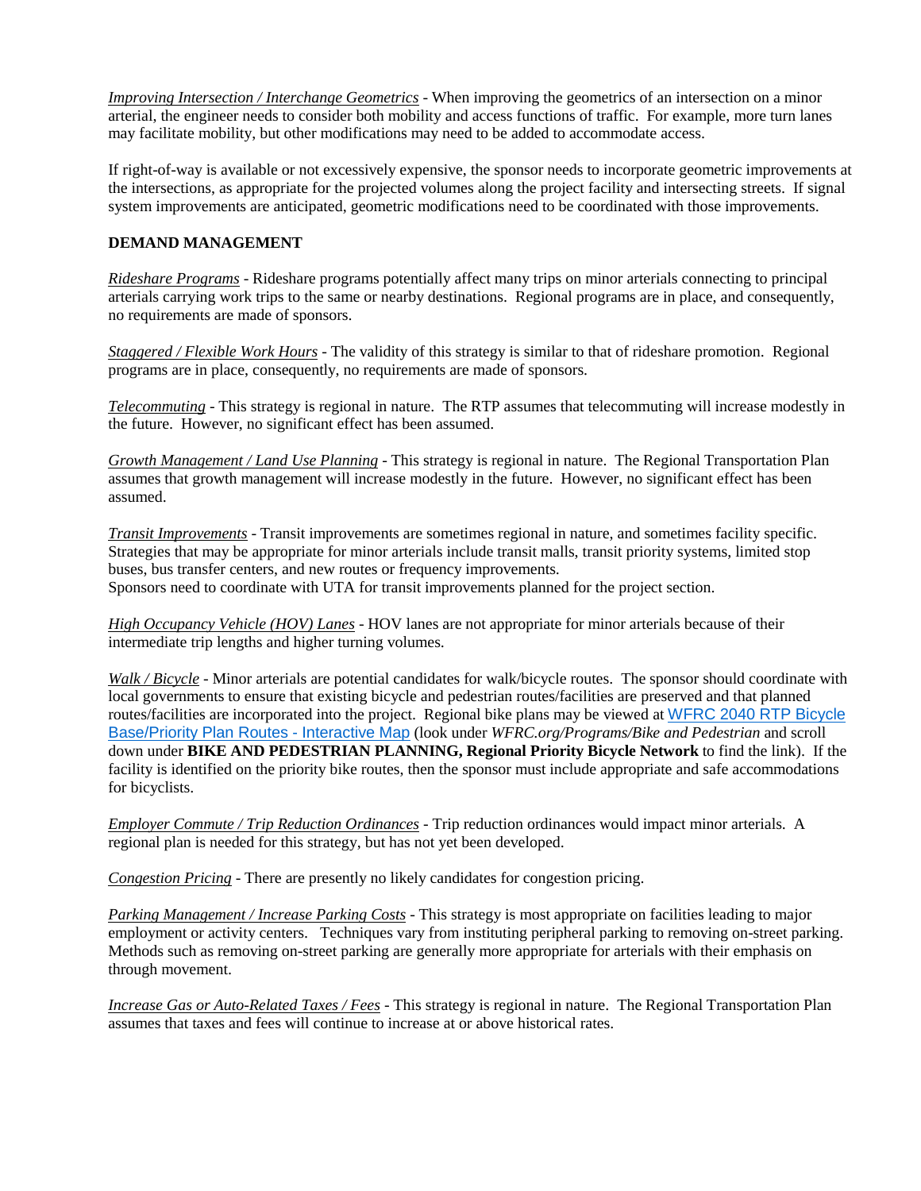*Improving Intersection / Interchange Geometrics* - When improving the geometrics of an intersection on a minor arterial, the engineer needs to consider both mobility and access functions of traffic. For example, more turn lanes may facilitate mobility, but other modifications may need to be added to accommodate access.

If right-of-way is available or not excessively expensive, the sponsor needs to incorporate geometric improvements at the intersections, as appropriate for the projected volumes along the project facility and intersecting streets. If signal system improvements are anticipated, geometric modifications need to be coordinated with those improvements.

**DEMAND MANAGEMENT**

*Rideshare Programs* - Rideshare programs potentially affect many trips on minor arterials connecting to principal arterials carrying work trips to the same or nearby destinations. Regional programs are in place, and consequently, no requirements are made of sponsors.

*Staggered / Flexible Work Hours* - The validity of this strategy is similar to that of rideshare promotion. Regional programs are in place, consequently, no requirements are made of sponsors.

*Telecommuting* - This strategy is regional in nature. The RTP assumes that telecommuting will increase modestly in the future. However, no significant effect has been assumed.

*Growth Management / Land Use Planning* - This strategy is regional in nature. The Regional Transportation Plan assumes that growth management will increase modestly in the future. However, no significant effect has been assumed.

*Transit Improvements* - Transit improvements are sometimes regional in nature, and sometimes facility specific. Strategies that may be appropriate for minor arterials include transit malls, transit priority systems, limited stop buses, bus transfer centers, and new routes or frequency improvements.
Sponsors need to coordinate with UTA for transit improvements planned for the project section.

*High Occupancy Vehicle (HOV) Lanes* - HOV lanes are not appropriate for minor arterials because of their intermediate trip lengths and higher turning volumes.

*Walk / Bicycle* - Minor arterials are potential candidates for walk/bicycle routes. The sponsor should coordinate with local governments to ensure that existing bicycle and pedestrian routes/facilities are preserved and that planned routes/facilities are incorporated into the project. Regional bike plans may be viewed at WFRC 2040 RTP Bicycle Base/Priority Plan Routes - Interactive Map (look under *WFRC.org/Programs/Bike and Pedestrian* and scroll down under **BIKE AND PEDESTRIAN PLANNING, Regional Priority Bicycle Network** to find the link). If the facility is identified on the priority bike routes, then the sponsor must include appropriate and safe accommodations for bicyclists.

*Employer Commute / Trip Reduction Ordinances* - Trip reduction ordinances would impact minor arterials. A regional plan is needed for this strategy, but has not yet been developed.

*Congestion Pricing* - There are presently no likely candidates for congestion pricing.

*Parking Management / Increase Parking Costs* - This strategy is most appropriate on facilities leading to major employment or activity centers. Techniques vary from instituting peripheral parking to removing on-street parking. Methods such as removing on-street parking are generally more appropriate for arterials with their emphasis on through movement.

*Increase Gas or Auto-Related Taxes / Fees* - This strategy is regional in nature. The Regional Transportation Plan assumes that taxes and fees will continue to increase at or above historical rates.